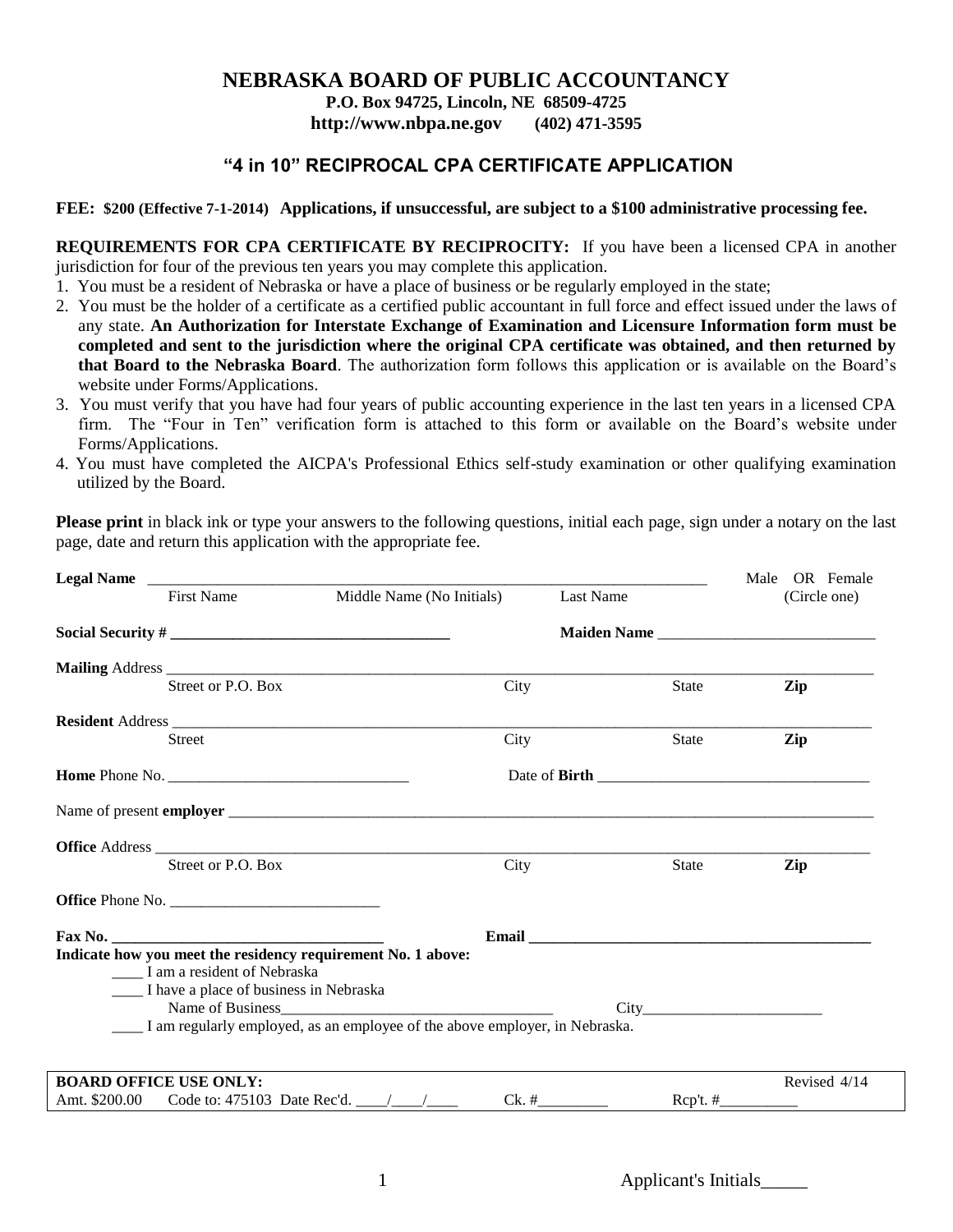# NEBRASKA BOARD OF PUBLIC ACCOUNTANCY

**P.O. Box 94725, Lincoln, NE 68509-4725**
**http://www.nbpa.ne.gov (402) 471-3595**

## "4 in 10" RECIPROCAL CPA CERTIFICATE APPLICATION

**FEE: $200 (Effective 7-1-2014) Applications, if unsuccessful, are subject to a $100 administrative processing fee.**

**REQUIREMENTS FOR CPA CERTIFICATE BY RECIPROCITY:** If you have been a licensed CPA in another jurisdiction for four of the previous ten years you may complete this application.

1. You must be a resident of Nebraska or have a place of business or be regularly employed in the state;
2. You must be the holder of a certificate as a certified public accountant in full force and effect issued under the laws of any state. **An Authorization for Interstate Exchange of Examination and Licensure Information form must be completed and sent to the jurisdiction where the original CPA certificate was obtained, and then returned by that Board to the Nebraska Board**. The authorization form follows this application or is available on the Board's website under Forms/Applications.
3. You must verify that you have had four years of public accounting experience in the last ten years in a licensed CPA firm. The "Four in Ten" verification form is attached to this form or available on the Board's website under Forms/Applications.
4. You must have completed the AICPA's Professional Ethics self-study examination or other qualifying examination utilized by the Board.

**Please print** in black ink or type your answers to the following questions, initial each page, sign under a notary on the last page, date and return this application with the appropriate fee.

**Legal Name** ______________________________________________ Male OR Female (Circle one)
First Name   Middle Name (No Initials)   Last Name

**Social Security #** ______________________   **Maiden Name** ______________________

**Mailing** Address ______________________________________________
Street or P.O. Box   City   State   **Zip**

**Resident** Address ______________________________________________
Street   City   State   **Zip**

**Home** Phone No. ______________________   Date of **Birth** ______________________

Name of present **employer** ______________________________________________

**Office** Address ______________________________________________
Street or P.O. Box   City   State   **Zip**

**Office** Phone No. ______________________

**Fax No.** ______________________   **Email** ______________________

**Indicate how you meet the residency requirement No. 1 above:**

____ I am a resident of Nebraska
____ I have a place of business in Nebraska
  Name of Business______________________ City______________________
____ I am regularly employed, as an employee of the above employer, in Nebraska.

| **BOARD OFFICE USE ONLY:** | | | | Revised 4/14 |
|---|---|---|---|---|
| Amt. $200.00 | Code to: 475103 | Date Rec'd. ____/____/____ | Ck. #_________ | Rcp't. #__________ |

Applicant's Initials_____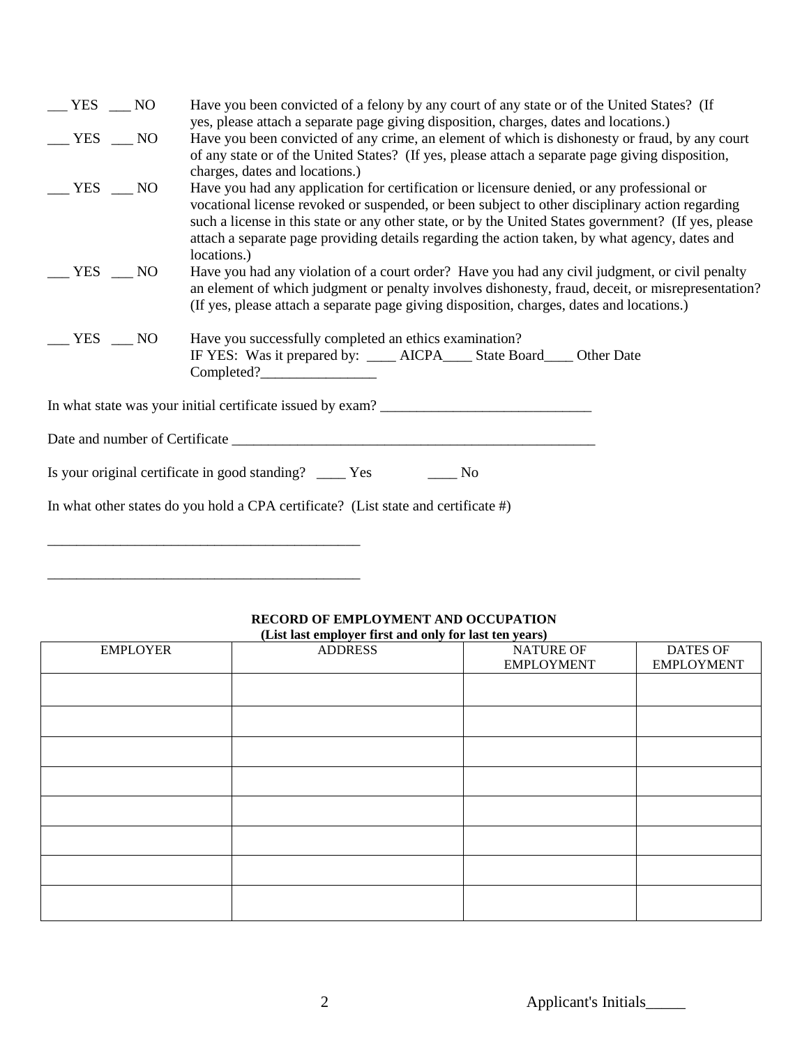___ YES ___ NO Have you been convicted of a felony by any court of any state or of the United States? (If yes, please attach a separate page giving disposition, charges, dates and locations.)

___ YES ___ NO Have you been convicted of any crime, an element of which is dishonesty or fraud, by any court of any state or of the United States? (If yes, please attach a separate page giving disposition, charges, dates and locations.)

___ YES ___ NO Have you had any application for certification or licensure denied, or any professional or vocational license revoked or suspended, or been subject to other disciplinary action regarding such a license in this state or any other state, or by the United States government? (If yes, please attach a separate page providing details regarding the action taken, by what agency, dates and locations.)

___ YES ___ NO Have you had any violation of a court order? Have you had any civil judgment, or civil penalty an element of which judgment or penalty involves dishonesty, fraud, deceit, or misrepresentation? (If yes, please attach a separate page giving disposition, charges, dates and locations.)

___ YES ___ NO Have you successfully completed an ethics examination?
IF YES: Was it prepared by: ____ AICPA____ State Board____ Other Date Completed?________________

In what state was your initial certificate issued by exam? _____________________________

Date and number of Certificate ____________________________________________________

Is your original certificate in good standing? ____ Yes ____ No

In what other states do you hold a CPA certificate? (List state and certificate #)

____________________________________________

____________________________________________

**RECORD OF EMPLOYMENT AND OCCUPATION**
**(List last employer first and only for last ten years)**

| EMPLOYER | ADDRESS | NATURE OF EMPLOYMENT | DATES OF EMPLOYMENT |
|---|---|---|---|
| | | | |
| | | | |
| | | | |
| | | | |
| | | | |
| | | | |
| | | | |
| | | | |

Applicant's Initials_____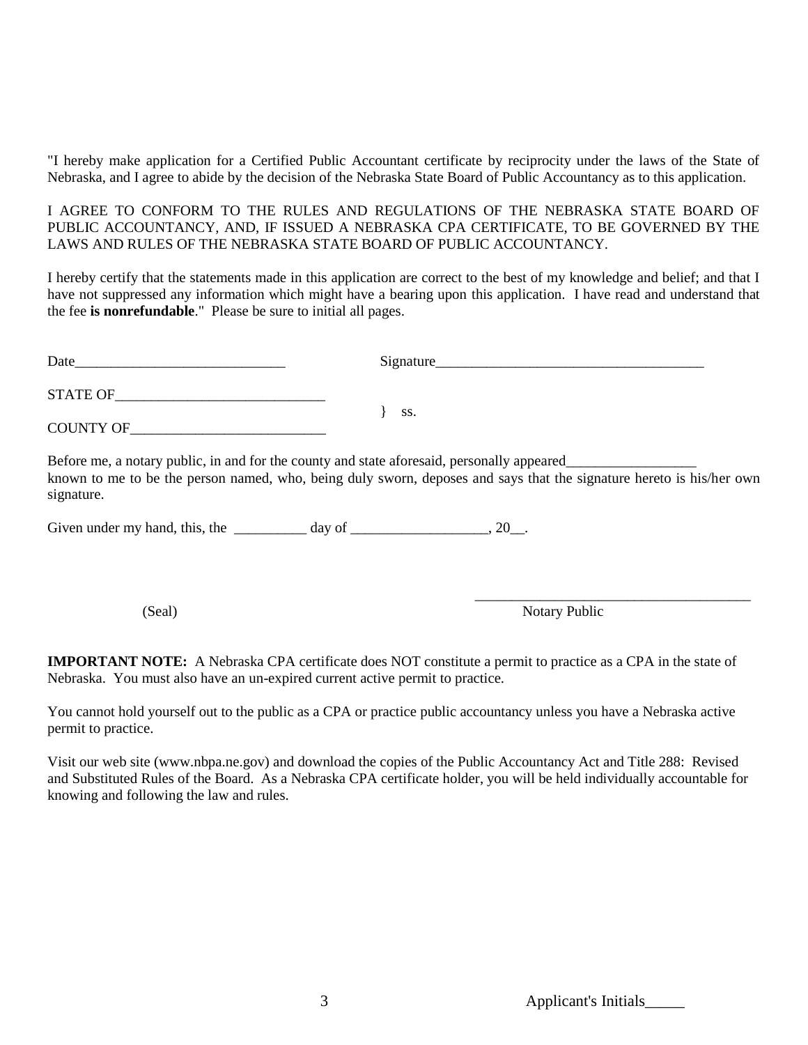"I hereby make application for a Certified Public Accountant certificate by reciprocity under the laws of the State of Nebraska, and I agree to abide by the decision of the Nebraska State Board of Public Accountancy as to this application.

I AGREE TO CONFORM TO THE RULES AND REGULATIONS OF THE NEBRASKA STATE BOARD OF PUBLIC ACCOUNTANCY, AND, IF ISSUED A NEBRASKA CPA CERTIFICATE, TO BE GOVERNED BY THE LAWS AND RULES OF THE NEBRASKA STATE BOARD OF PUBLIC ACCOUNTANCY.

I hereby certify that the statements made in this application are correct to the best of my knowledge and belief; and that I have not suppressed any information which might have a bearing upon this application. I have read and understand that the fee **is nonrefundable**." Please be sure to initial all pages.

Date_____________________________ Signature_____________________________________

STATE OF____________________________

} ss.

COUNTY OF__________________________

Before me, a notary public, in and for the county and state aforesaid, personally appeared_________________ known to me to be the person named, who, being duly sworn, deposes and says that the signature hereto is his/her own signature.

Given under my hand, this, the __________ day of ___________________, 20__.

(Seal) _______________________________________
Notary Public

**IMPORTANT NOTE:** A Nebraska CPA certificate does NOT constitute a permit to practice as a CPA in the state of Nebraska. You must also have an un-expired current active permit to practice.

You cannot hold yourself out to the public as a CPA or practice public accountancy unless you have a Nebraska active permit to practice.

Visit our web site (www.nbpa.ne.gov) and download the copies of the Public Accountancy Act and Title 288: Revised and Substituted Rules of the Board. As a Nebraska CPA certificate holder, you will be held individually accountable for knowing and following the law and rules.

Applicant's Initials_____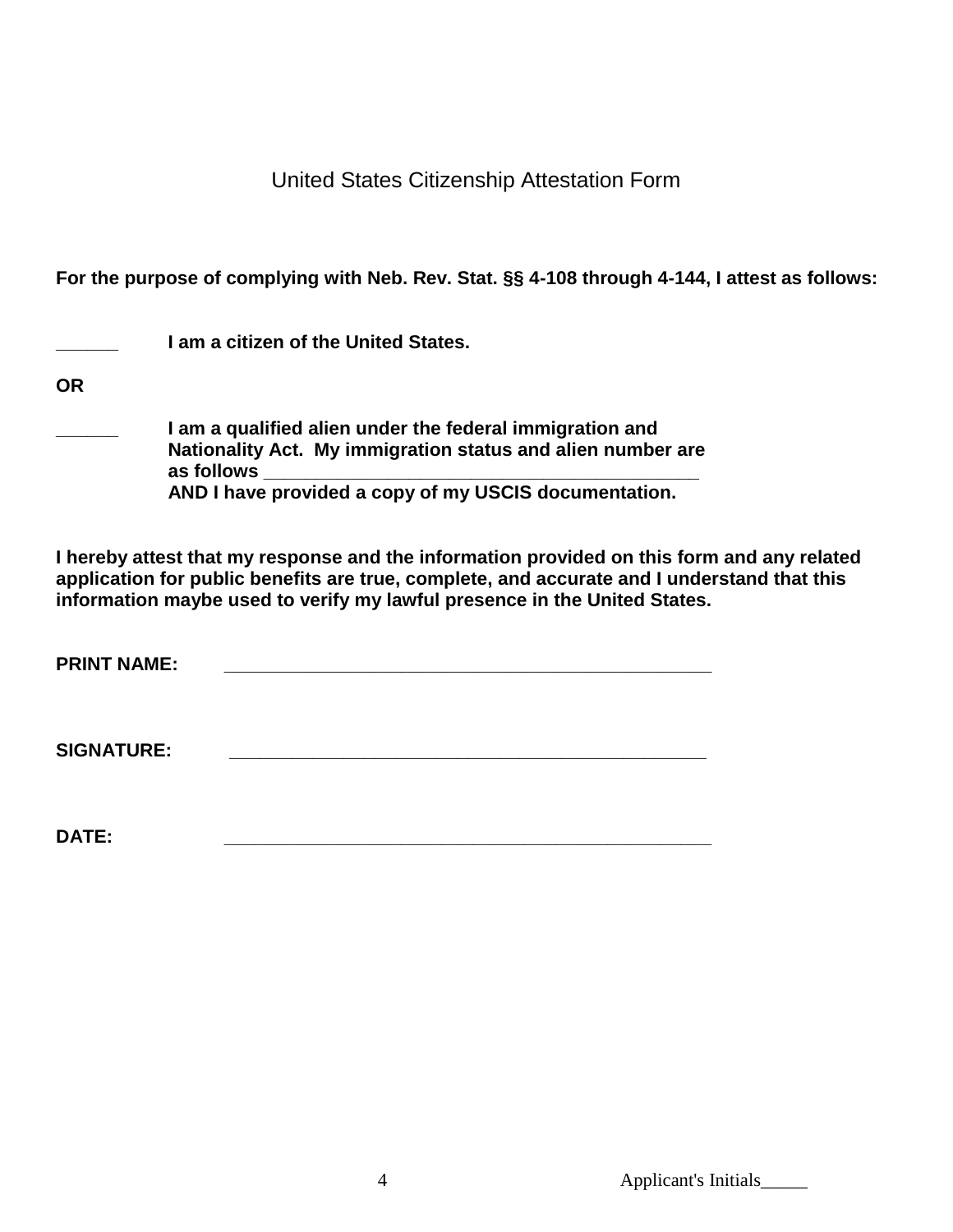# United States Citizenship Attestation Form

**For the purpose of complying with Neb. Rev. Stat. §§ 4-108 through 4-144, I attest as follows:**

______ **I am a citizen of the United States.**

**OR**

______ **I am a qualified alien under the federal immigration and Nationality Act. My immigration status and alien number are as follows ___________________________________________**
**AND I have provided a copy of my USCIS documentation.**

**I hereby attest that my response and the information provided on this form and any related application for public benefits are true, complete, and accurate and I understand that this information maybe used to verify my lawful presence in the United States.**

**PRINT NAME:** _________________________________________________

**SIGNATURE:** _________________________________________________

**DATE:** _________________________________________________

Applicant's Initials_____